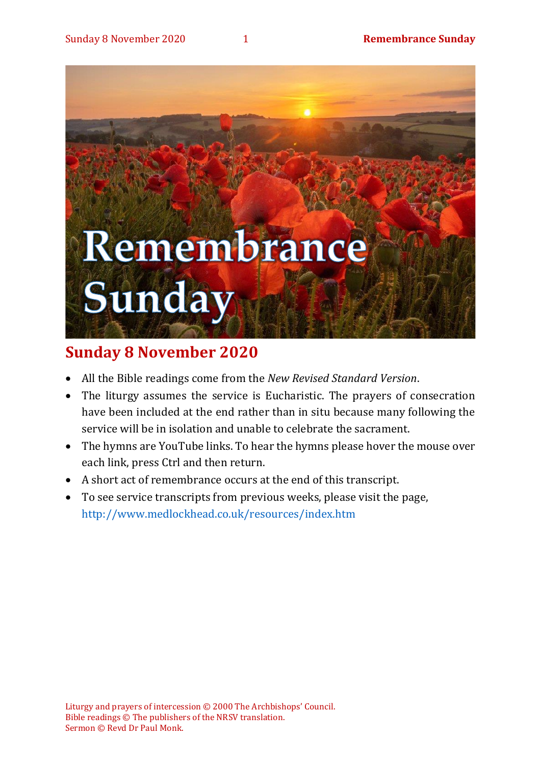# Remembrance Sunday

## Sunday 8 November 2020

- All the Bible readings come from the *New Revised Standard Version*.
- The liturgy assumes the service is Eucharistic. The prayers of consecration have been included at the end rather than in situ because many following the service will be in isolation and unable to celebrate the sacrament.
- The hymns are YouTube links. To hear the hymns please hover the mouse over each link, press Ctrl and then return.
- A short act of remembrance occurs at the end of this transcript.
- To see service transcripts from previous weeks, please visit the page, http://www.medlockhead.co.uk/resources/index.htm

Liturgy and prayers of intercession © 2000 The Archbishops' Council.
Bible readings © The publishers of the NRSV translation.
Sermon © Revd Dr Paul Monk.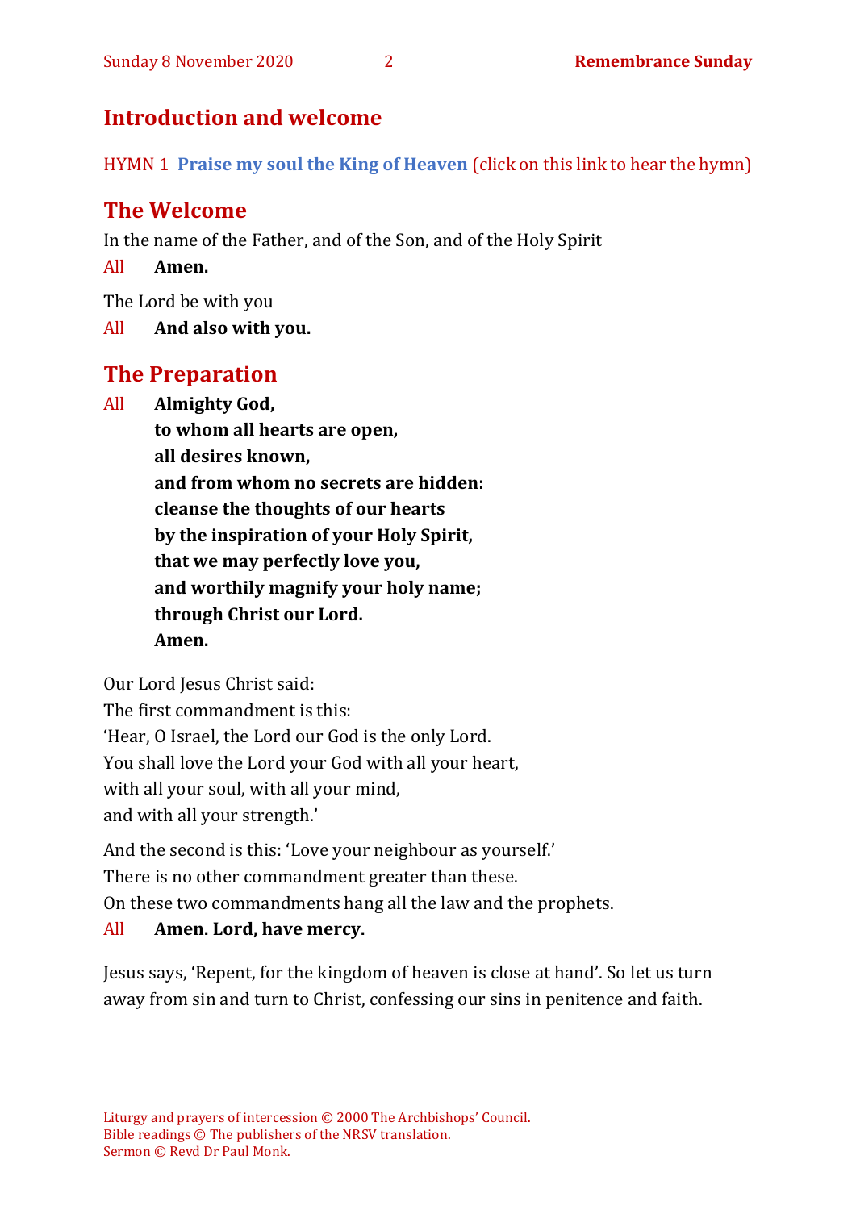## Introduction and welcome

HYMN 1 **Praise my soul the King of Heaven** (click on this link to hear the hymn)

## The Welcome

In the name of the Father, and of the Son, and of the Holy Spirit

All **Amen.**

The Lord be with you

All **And also with you.**

## The Preparation

All **Almighty God,**
**to whom all hearts are open,**
**all desires known,**
**and from whom no secrets are hidden:**
**cleanse the thoughts of our hearts**
**by the inspiration of your Holy Spirit,**
**that we may perfectly love you,**
**and worthily magnify your holy name;**
**through Christ our Lord.**
**Amen.**

Our Lord Jesus Christ said:
The first commandment is this:
'Hear, O Israel, the Lord our God is the only Lord.
You shall love the Lord your God with all your heart,
with all your soul, with all your mind,
and with all your strength.'

And the second is this: 'Love your neighbour as yourself.'
There is no other commandment greater than these.
On these two commandments hang all the law and the prophets.

All **Amen. Lord, have mercy.**

Jesus says, 'Repent, for the kingdom of heaven is close at hand'. So let us turn away from sin and turn to Christ, confessing our sins in penitence and faith.

Liturgy and prayers of intercession © 2000 The Archbishops' Council.
Bible readings © The publishers of the NRSV translation.
Sermon © Revd Dr Paul Monk.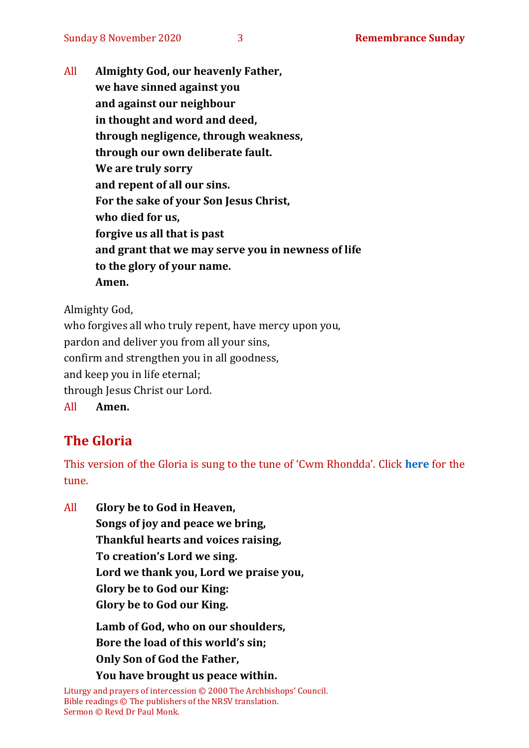All **Almighty God, our heavenly Father,**
**we have sinned against you**
**and against our neighbour**
**in thought and word and deed,**
**through negligence, through weakness,**
**through our own deliberate fault.**
**We are truly sorry**
**and repent of all our sins.**
**For the sake of your Son Jesus Christ,**
**who died for us,**
**forgive us all that is past**
**and grant that we may serve you in newness of life**
**to the glory of your name.**
**Amen.**

Almighty God,
who forgives all who truly repent, have mercy upon you,
pardon and deliver you from all your sins,
confirm and strengthen you in all goodness,
and keep you in life eternal;
through Jesus Christ our Lord.
All **Amen.**

## The Gloria

This version of the Gloria is sung to the tune of 'Cwm Rhondda'. Click **here** for the tune.

All **Glory be to God in Heaven,**
**Songs of joy and peace we bring,**
**Thankful hearts and voices raising,**
**To creation's Lord we sing.**
**Lord we thank you, Lord we praise you,**
**Glory be to God our King:**
**Glory be to God our King.**

**Lamb of God, who on our shoulders,**
**Bore the load of this world's sin;**
**Only Son of God the Father,**
**You have brought us peace within.**

Liturgy and prayers of intercession © 2000 The Archbishops' Council.
Bible readings © The publishers of the NRSV translation.
Sermon © Revd Dr Paul Monk.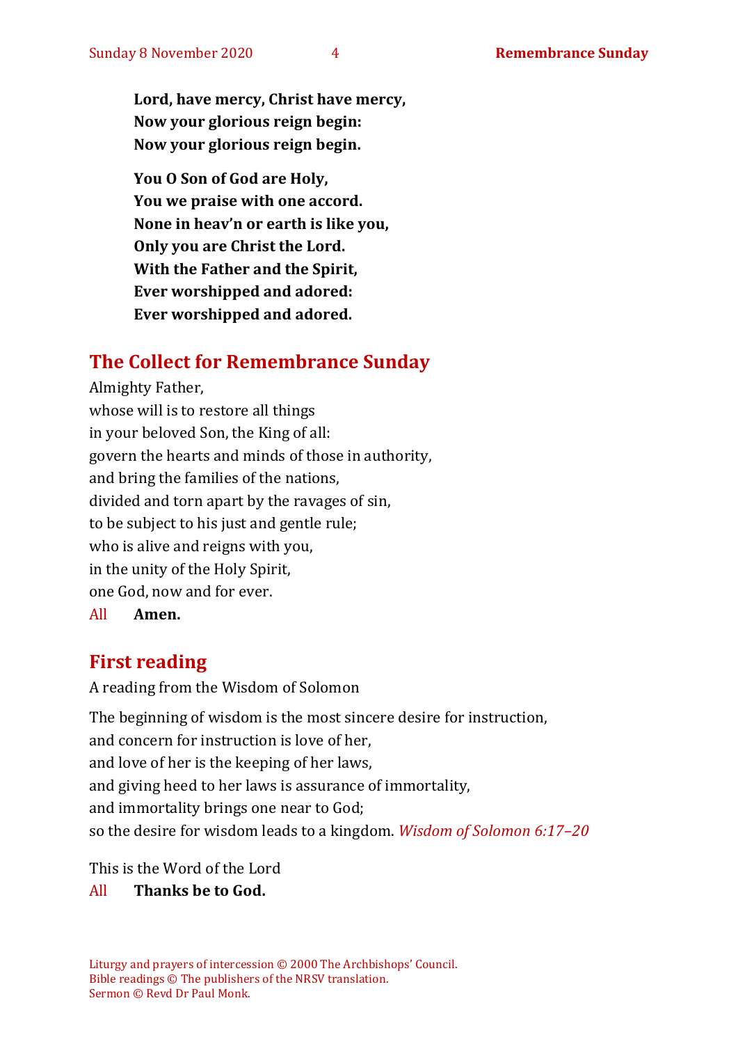**Lord, have mercy, Christ have mercy,**
**Now your glorious reign begin:**
**Now your glorious reign begin.**

**You O Son of God are Holy,**
**You we praise with one accord.**
**None in heav'n or earth is like you,**
**Only you are Christ the Lord.**
**With the Father and the Spirit,**
**Ever worshipped and adored:**
**Ever worshipped and adored.**

## The Collect for Remembrance Sunday

Almighty Father,
whose will is to restore all things
in your beloved Son, the King of all:
govern the hearts and minds of those in authority,
and bring the families of the nations,
divided and torn apart by the ravages of sin,
to be subject to his just and gentle rule;
who is alive and reigns with you,
in the unity of the Holy Spirit,
one God, now and for ever.

All **Amen.**

## First reading

A reading from the Wisdom of Solomon

The beginning of wisdom is the most sincere desire for instruction,
and concern for instruction is love of her,
and love of her is the keeping of her laws,
and giving heed to her laws is assurance of immortality,
and immortality brings one near to God;
so the desire for wisdom leads to a kingdom. *Wisdom of Solomon 6:17–20*

This is the Word of the Lord

All **Thanks be to God.**

Liturgy and prayers of intercession © 2000 The Archbishops' Council.
Bible readings © The publishers of the NRSV translation.
Sermon © Revd Dr Paul Monk.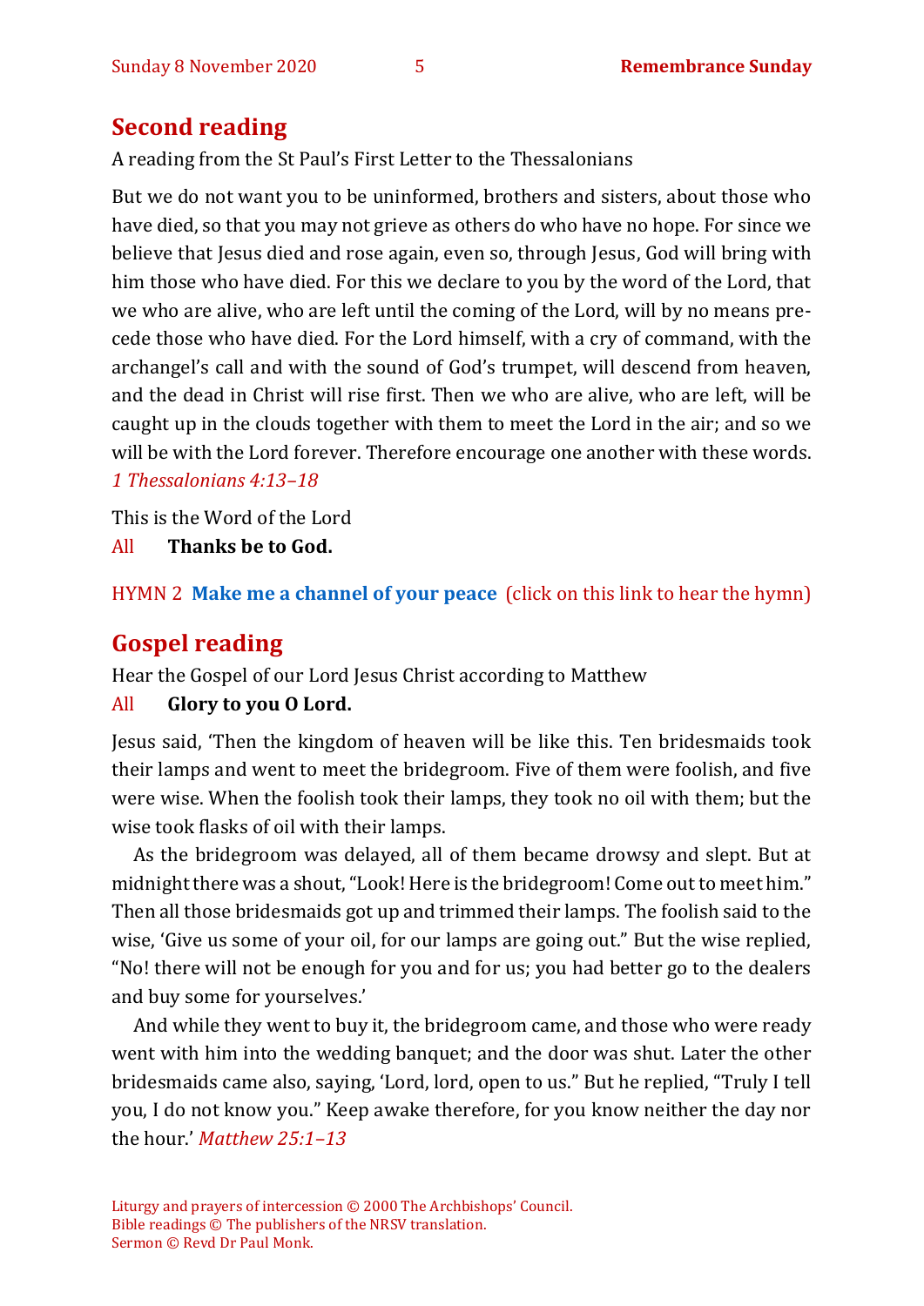## Second reading

A reading from the St Paul's First Letter to the Thessalonians

But we do not want you to be uninformed, brothers and sisters, about those who have died, so that you may not grieve as others do who have no hope. For since we believe that Jesus died and rose again, even so, through Jesus, God will bring with him those who have died. For this we declare to you by the word of the Lord, that we who are alive, who are left until the coming of the Lord, will by no means precede those who have died. For the Lord himself, with a cry of command, with the archangel's call and with the sound of God's trumpet, will descend from heaven, and the dead in Christ will rise first. Then we who are alive, who are left, will be caught up in the clouds together with them to meet the Lord in the air; and so we will be with the Lord forever. Therefore encourage one another with these words. *1 Thessalonians 4:13–18*

This is the Word of the Lord

All **Thanks be to God.**

HYMN 2 **Make me a channel of your peace** (click on this link to hear the hymn)

## Gospel reading

Hear the Gospel of our Lord Jesus Christ according to Matthew

All **Glory to you O Lord.**

Jesus said, 'Then the kingdom of heaven will be like this. Ten bridesmaids took their lamps and went to meet the bridegroom. Five of them were foolish, and five were wise. When the foolish took their lamps, they took no oil with them; but the wise took flasks of oil with their lamps.

As the bridegroom was delayed, all of them became drowsy and slept. But at midnight there was a shout, "Look! Here is the bridegroom! Come out to meet him." Then all those bridesmaids got up and trimmed their lamps. The foolish said to the wise, 'Give us some of your oil, for our lamps are going out." But the wise replied, "No! there will not be enough for you and for us; you had better go to the dealers and buy some for yourselves.'

And while they went to buy it, the bridegroom came, and those who were ready went with him into the wedding banquet; and the door was shut. Later the other bridesmaids came also, saying, 'Lord, lord, open to us." But he replied, "Truly I tell you, I do not know you." Keep awake therefore, for you know neither the day nor the hour.' *Matthew 25:1–13*

Liturgy and prayers of intercession © 2000 The Archbishops' Council.
Bible readings © The publishers of the NRSV translation.
Sermon © Revd Dr Paul Monk.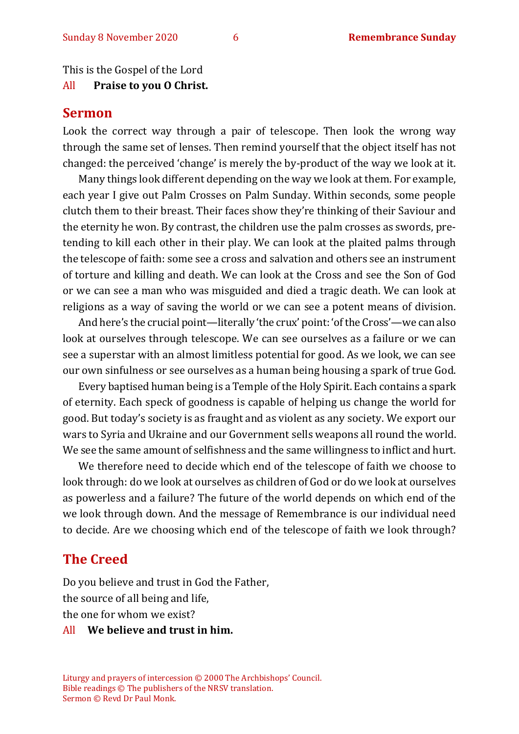This is the Gospel of the Lord

All **Praise to you O Christ.**

## Sermon

Look the correct way through a pair of telescope. Then look the wrong way through the same set of lenses. Then remind yourself that the object itself has not changed: the perceived 'change' is merely the by-product of the way we look at it.

Many things look different depending on the way we look at them. For example, each year I give out Palm Crosses on Palm Sunday. Within seconds, some people clutch them to their breast. Their faces show they're thinking of their Saviour and the eternity he won. By contrast, the children use the palm crosses as swords, pretending to kill each other in their play. We can look at the plaited palms through the telescope of faith: some see a cross and salvation and others see an instrument of torture and killing and death. We can look at the Cross and see the Son of God or we can see a man who was misguided and died a tragic death. We can look at religions as a way of saving the world or we can see a potent means of division.

And here's the crucial point—literally 'the crux' point: 'of the Cross'—we can also look at ourselves through telescope. We can see ourselves as a failure or we can see a superstar with an almost limitless potential for good. As we look, we can see our own sinfulness or see ourselves as a human being housing a spark of true God.

Every baptised human being is a Temple of the Holy Spirit. Each contains a spark of eternity. Each speck of goodness is capable of helping us change the world for good. But today's society is as fraught and as violent as any society. We export our wars to Syria and Ukraine and our Government sells weapons all round the world. We see the same amount of selfishness and the same willingness to inflict and hurt.

We therefore need to decide which end of the telescope of faith we choose to look through: do we look at ourselves as children of God or do we look at ourselves as powerless and a failure? The future of the world depends on which end of the we look through down. And the message of Remembrance is our individual need to decide. Are we choosing which end of the telescope of faith we look through?

## The Creed

Do you believe and trust in God the Father,
the source of all being and life,
the one for whom we exist?

All **We believe and trust in him.**

Liturgy and prayers of intercession © 2000 The Archbishops' Council.
Bible readings © The publishers of the NRSV translation.
Sermon © Revd Dr Paul Monk.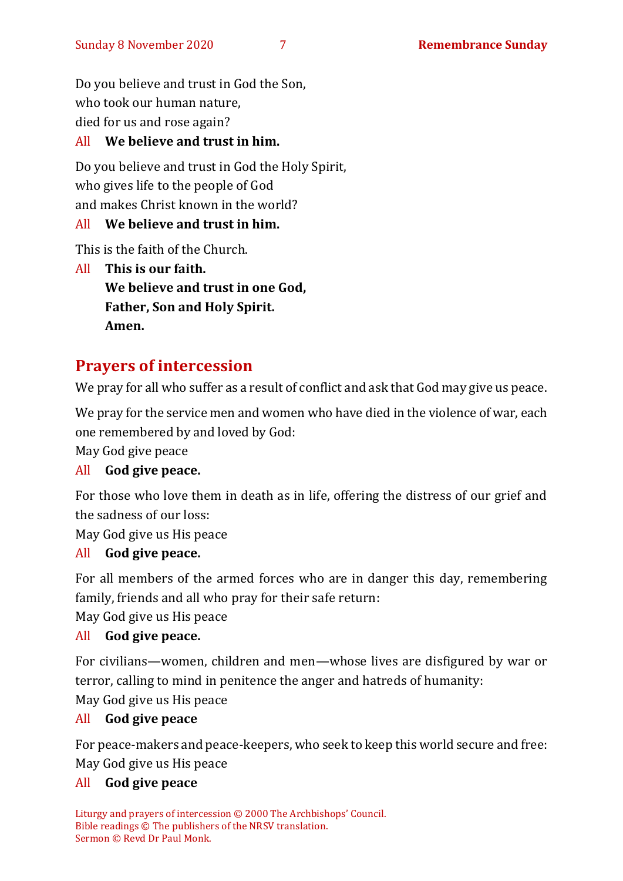Do you believe and trust in God the Son,
who took our human nature,
died for us and rose again?

All **We believe and trust in him.**

Do you believe and trust in God the Holy Spirit,
who gives life to the people of God
and makes Christ known in the world?

All **We believe and trust in him.**

This is the faith of the Church.

All **This is our faith.**
**We believe and trust in one God,**
**Father, Son and Holy Spirit.**
**Amen.**

## Prayers of intercession

We pray for all who suffer as a result of conflict and ask that God may give us peace.

We pray for the service men and women who have died in the violence of war, each one remembered by and loved by God:
May God give peace

All **God give peace.**

For those who love them in death as in life, offering the distress of our grief and the sadness of our loss:
May God give us His peace

All **God give peace.**

For all members of the armed forces who are in danger this day, remembering family, friends and all who pray for their safe return:
May God give us His peace

All **God give peace.**

For civilians—women, children and men—whose lives are disfigured by war or terror, calling to mind in penitence the anger and hatreds of humanity:
May God give us His peace

All **God give peace**

For peace-makers and peace-keepers, who seek to keep this world secure and free:
May God give us His peace

All **God give peace**

Liturgy and prayers of intercession © 2000 The Archbishops' Council.
Bible readings © The publishers of the NRSV translation.
Sermon © Revd Dr Paul Monk.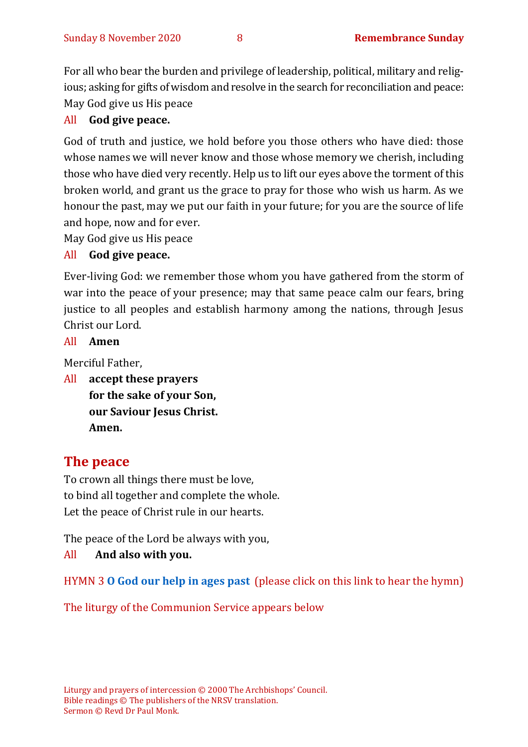For all who bear the burden and privilege of leadership, political, military and religious; asking for gifts of wisdom and resolve in the search for reconciliation and peace: May God give us His peace

All **God give peace.**

God of truth and justice, we hold before you those others who have died: those whose names we will never know and those whose memory we cherish, including those who have died very recently. Help us to lift our eyes above the torment of this broken world, and grant us the grace to pray for those who wish us harm. As we honour the past, may we put our faith in your future; for you are the source of life and hope, now and for ever.

May God give us His peace

All **God give peace.**

Ever-living God: we remember those whom you have gathered from the storm of war into the peace of your presence; may that same peace calm our fears, bring justice to all peoples and establish harmony among the nations, through Jesus Christ our Lord.

All **Amen**

Merciful Father,

All **accept these prayers**
**for the sake of your Son,**
**our Saviour Jesus Christ.**
**Amen.**

## The peace

To crown all things there must be love,
to bind all together and complete the whole.
Let the peace of Christ rule in our hearts.

The peace of the Lord be always with you,

All **And also with you.**

HYMN 3 **O God our help in ages past** (please click on this link to hear the hymn)

The liturgy of the Communion Service appears below

Liturgy and prayers of intercession © 2000 The Archbishops' Council.
Bible readings © The publishers of the NRSV translation.
Sermon © Revd Dr Paul Monk.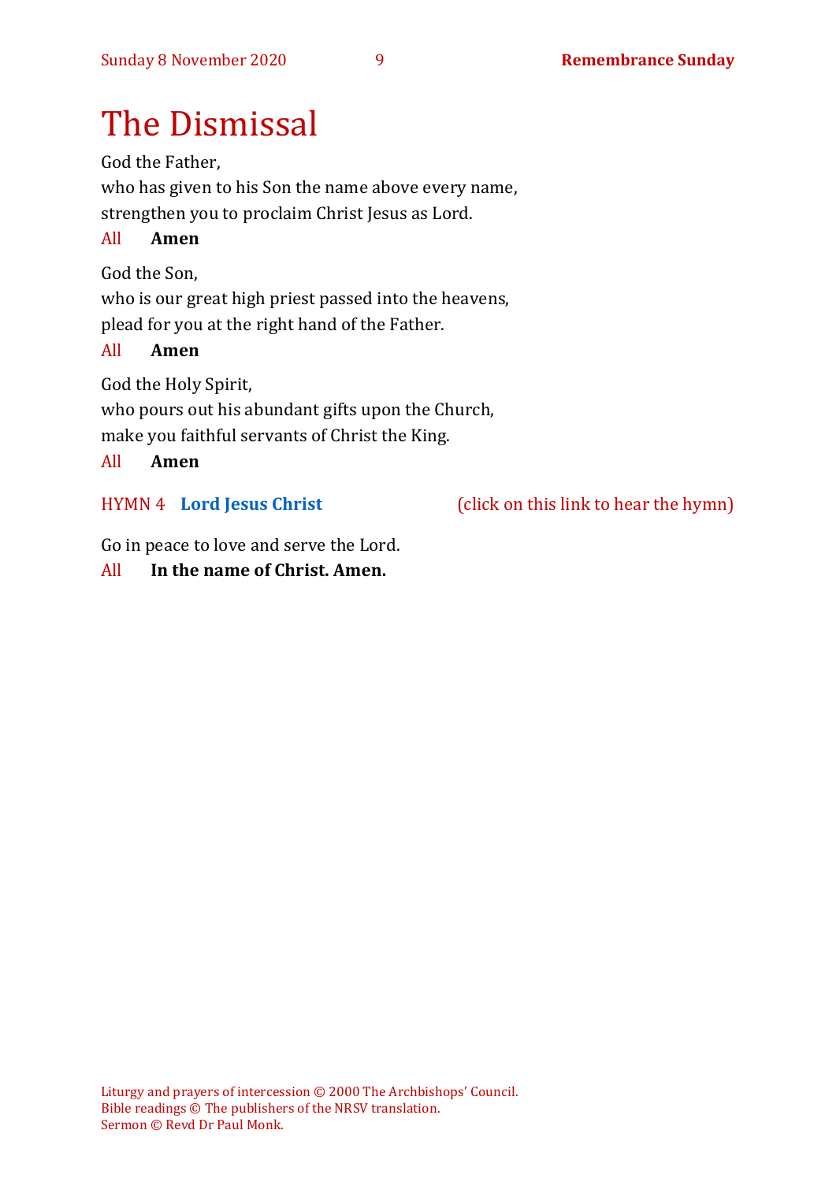# The Dismissal

God the Father,
who has given to his Son the name above every name,
strengthen you to proclaim Christ Jesus as Lord.

All **Amen**

God the Son,
who is our great high priest passed into the heavens,
plead for you at the right hand of the Father.

All **Amen**

God the Holy Spirit,
who pours out his abundant gifts upon the Church,
make you faithful servants of Christ the King.

All **Amen**

HYMN 4 **Lord Jesus Christ** (click on this link to hear the hymn)

Go in peace to love and serve the Lord.

All **In the name of Christ. Amen.**

Liturgy and prayers of intercession © 2000 The Archbishops' Council.
Bible readings © The publishers of the NRSV translation.
Sermon © Revd Dr Paul Monk.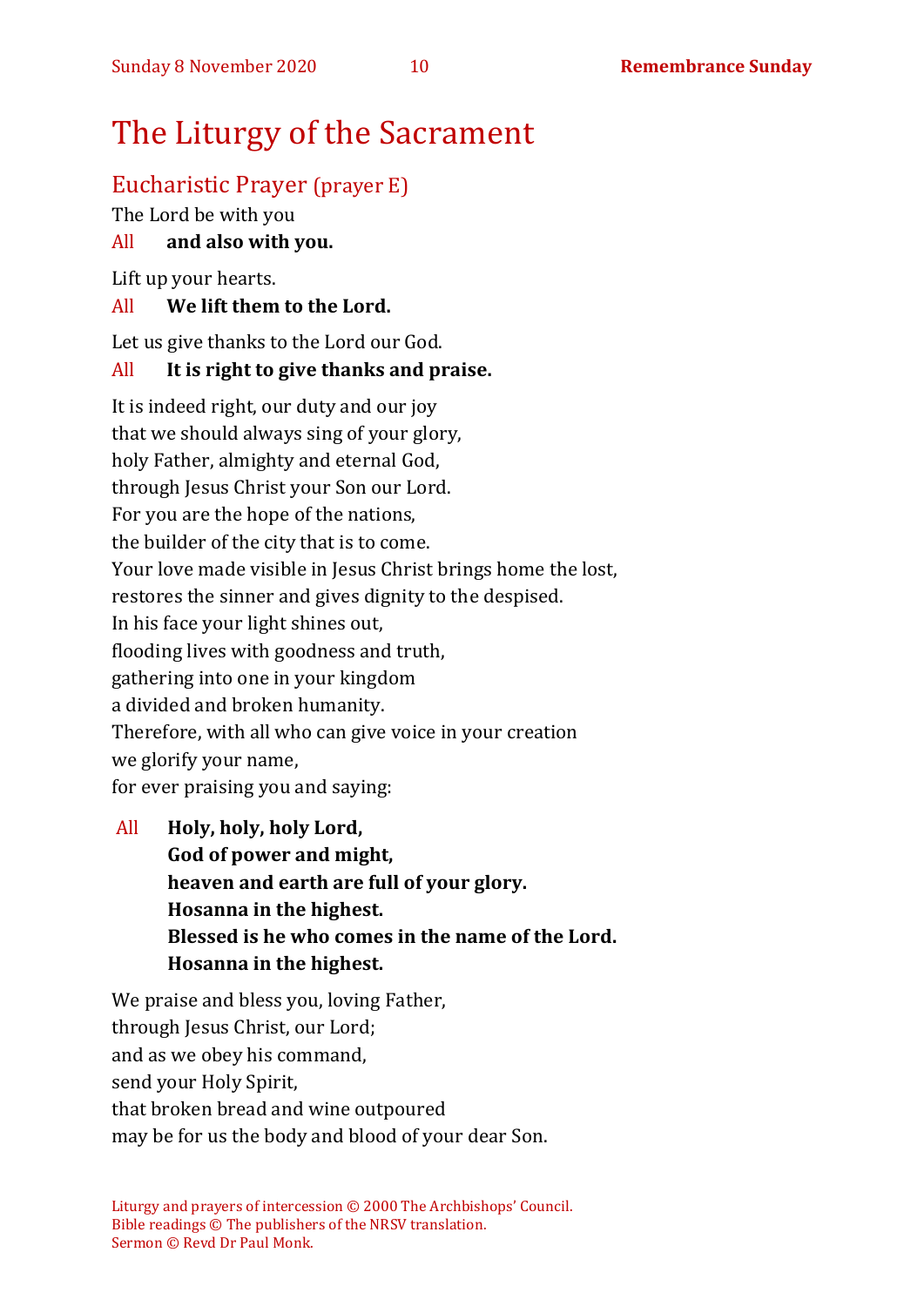# The Liturgy of the Sacrament

## Eucharistic Prayer (prayer E)

The Lord be with you

All **and also with you.**

Lift up your hearts.

All **We lift them to the Lord.**

Let us give thanks to the Lord our God.

All **It is right to give thanks and praise.**

It is indeed right, our duty and our joy
that we should always sing of your glory,
holy Father, almighty and eternal God,
through Jesus Christ your Son our Lord.
For you are the hope of the nations,
the builder of the city that is to come.
Your love made visible in Jesus Christ brings home the lost,
restores the sinner and gives dignity to the despised.
In his face your light shines out,
flooding lives with goodness and truth,
gathering into one in your kingdom
a divided and broken humanity.
Therefore, with all who can give voice in your creation
we glorify your name,
for ever praising you and saying:

All **Holy, holy, holy Lord,**
**God of power and might,**
**heaven and earth are full of your glory.**
**Hosanna in the highest.**
**Blessed is he who comes in the name of the Lord.**
**Hosanna in the highest.**

We praise and bless you, loving Father,
through Jesus Christ, our Lord;
and as we obey his command,
send your Holy Spirit,
that broken bread and wine outpoured
may be for us the body and blood of your dear Son.

Liturgy and prayers of intercession © 2000 The Archbishops' Council.
Bible readings © The publishers of the NRSV translation.
Sermon © Revd Dr Paul Monk.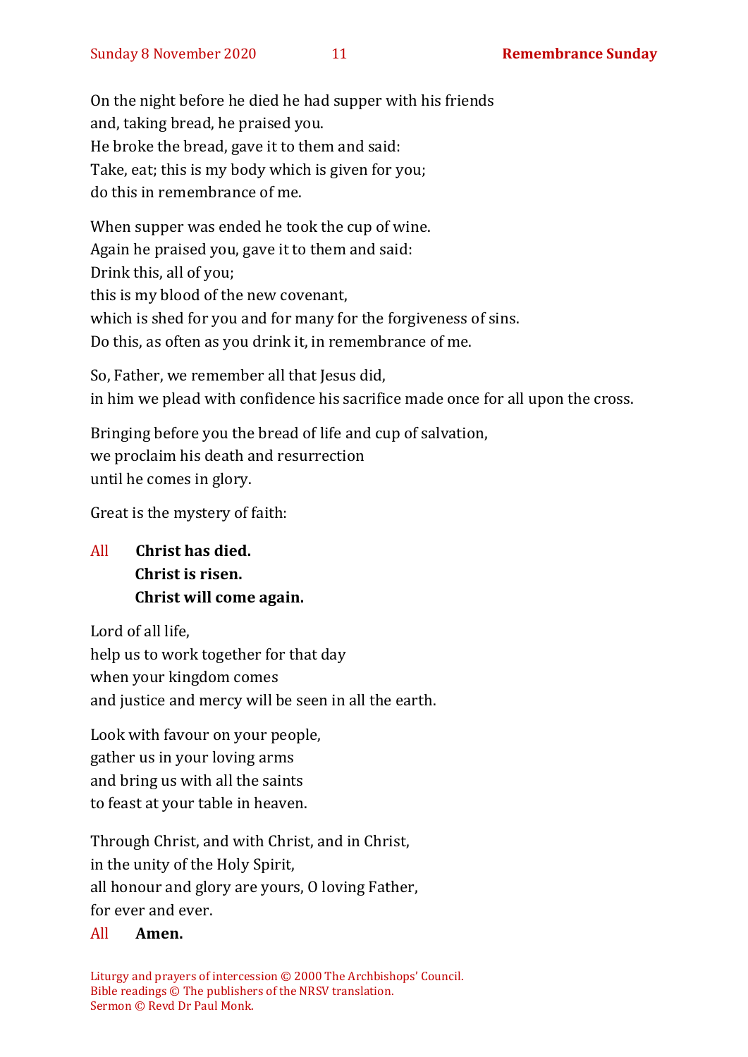On the night before he died he had supper with his friends
and, taking bread, he praised you.
He broke the bread, gave it to them and said:
Take, eat; this is my body which is given for you;
do this in remembrance of me.

When supper was ended he took the cup of wine.
Again he praised you, gave it to them and said:
Drink this, all of you;
this is my blood of the new covenant,
which is shed for you and for many for the forgiveness of sins.
Do this, as often as you drink it, in remembrance of me.

So, Father, we remember all that Jesus did,
in him we plead with confidence his sacrifice made once for all upon the cross.

Bringing before you the bread of life and cup of salvation,
we proclaim his death and resurrection
until he comes in glory.

Great is the mystery of faith:

All **Christ has died.**
**Christ is risen.**
**Christ will come again.**

Lord of all life,
help us to work together for that day
when your kingdom comes
and justice and mercy will be seen in all the earth.

Look with favour on your people,
gather us in your loving arms
and bring us with all the saints
to feast at your table in heaven.

Through Christ, and with Christ, and in Christ,
in the unity of the Holy Spirit,
all honour and glory are yours, O loving Father,
for ever and ever.

All **Amen.**

Liturgy and prayers of intercession © 2000 The Archbishops' Council.
Bible readings © The publishers of the NRSV translation.
Sermon © Revd Dr Paul Monk.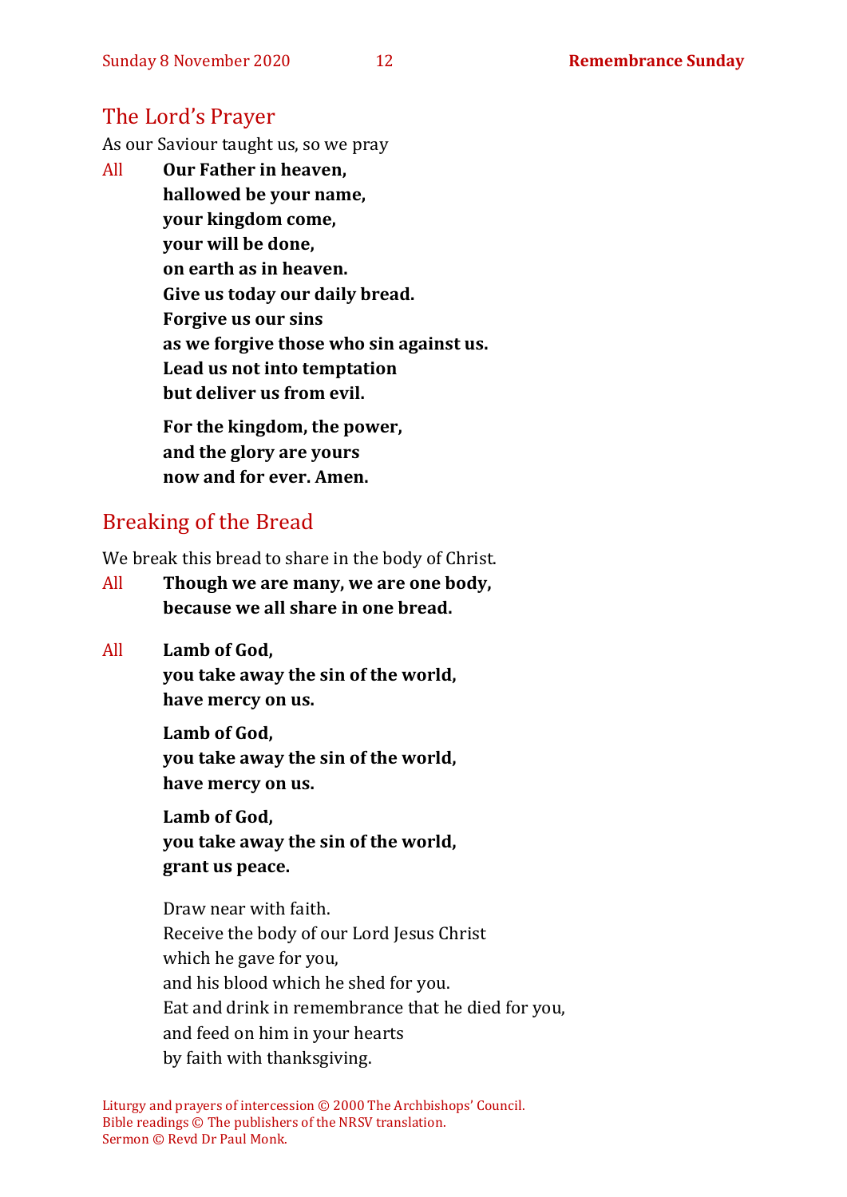## The Lord's Prayer

As our Saviour taught us, so we pray

All **Our Father in heaven,**
**hallowed be your name,**
**your kingdom come,**
**your will be done,**
**on earth as in heaven.**
**Give us today our daily bread.**
**Forgive us our sins**
**as we forgive those who sin against us.**
**Lead us not into temptation**
**but deliver us from evil.**

**For the kingdom, the power,**
**and the glory are yours**
**now and for ever. Amen.**

## Breaking of the Bread

We break this bread to share in the body of Christ.

All **Though we are many, we are one body,**
**because we all share in one bread.**

All **Lamb of God,**
**you take away the sin of the world,**
**have mercy on us.**

**Lamb of God,**
**you take away the sin of the world,**
**have mercy on us.**

**Lamb of God,**
**you take away the sin of the world,**
**grant us peace.**

Draw near with faith.
Receive the body of our Lord Jesus Christ
which he gave for you,
and his blood which he shed for you.
Eat and drink in remembrance that he died for you,
and feed on him in your hearts
by faith with thanksgiving.

Liturgy and prayers of intercession © 2000 The Archbishops' Council.
Bible readings © The publishers of the NRSV translation.
Sermon © Revd Dr Paul Monk.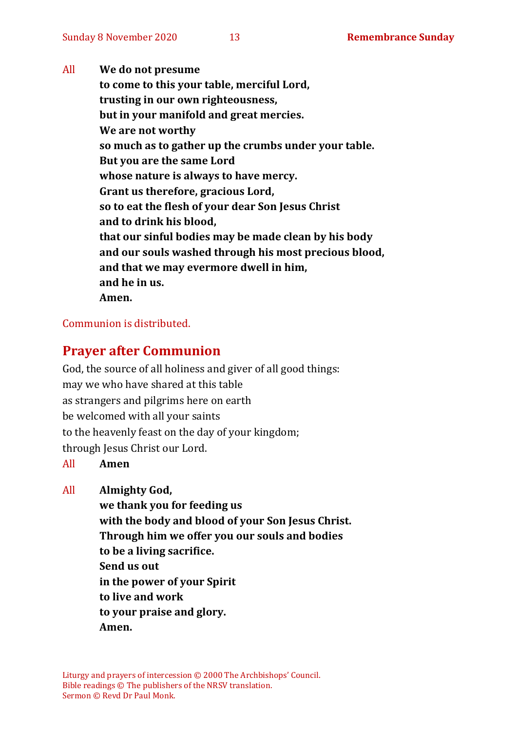All **We do not presume**
**to come to this your table, merciful Lord,**
**trusting in our own righteousness,**
**but in your manifold and great mercies.**
**We are not worthy**
**so much as to gather up the crumbs under your table.**
**But you are the same Lord**
**whose nature is always to have mercy.**
**Grant us therefore, gracious Lord,**
**so to eat the flesh of your dear Son Jesus Christ**
**and to drink his blood,**
**that our sinful bodies may be made clean by his body**
**and our souls washed through his most precious blood,**
**and that we may evermore dwell in him,**
**and he in us.**
**Amen.**

Communion is distributed.

## Prayer after Communion

God, the source of all holiness and giver of all good things:
may we who have shared at this table
as strangers and pilgrims here on earth
be welcomed with all your saints
to the heavenly feast on the day of your kingdom;
through Jesus Christ our Lord.

All **Amen**

All **Almighty God,**
**we thank you for feeding us**
**with the body and blood of your Son Jesus Christ.**
**Through him we offer you our souls and bodies**
**to be a living sacrifice.**
**Send us out**
**in the power of your Spirit**
**to live and work**
**to your praise and glory.**
**Amen.**

Liturgy and prayers of intercession © 2000 The Archbishops' Council.
Bible readings © The publishers of the NRSV translation.
Sermon © Revd Dr Paul Monk.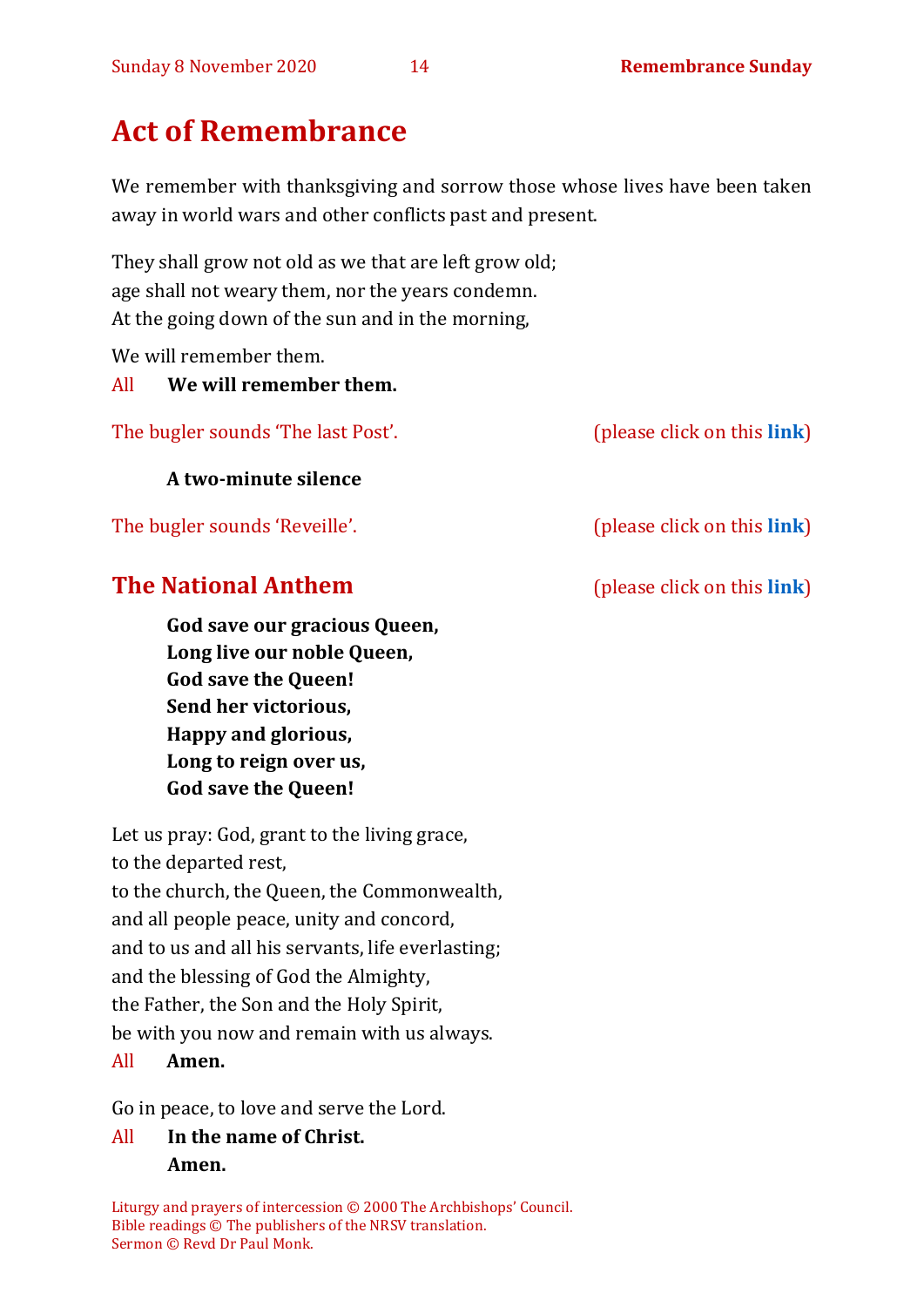# Act of Remembrance

We remember with thanksgiving and sorrow those whose lives have been taken away in world wars and other conflicts past and present.

They shall grow not old as we that are left grow old;
age shall not weary them, nor the years condemn.
At the going down of the sun and in the morning,

We will remember them.

All **We will remember them.**

The bugler sounds 'The last Post'. (please click on this **link**)

**A two-minute silence**

The bugler sounds 'Reveille'. (please click on this **link**)

## The National Anthem

(please click on this **link**)

**God save our gracious Queen,**
**Long live our noble Queen,**
**God save the Queen!**
**Send her victorious,**
**Happy and glorious,**
**Long to reign over us,**
**God save the Queen!**

Let us pray: God, grant to the living grace,
to the departed rest,
to the church, the Queen, the Commonwealth,
and all people peace, unity and concord,
and to us and all his servants, life everlasting;
and the blessing of God the Almighty,
the Father, the Son and the Holy Spirit,
be with you now and remain with us always.

All **Amen.**

Go in peace, to love and serve the Lord.

All **In the name of Christ.**
**Amen.**

Liturgy and prayers of intercession © 2000 The Archbishops' Council.
Bible readings © The publishers of the NRSV translation.
Sermon © Revd Dr Paul Monk.